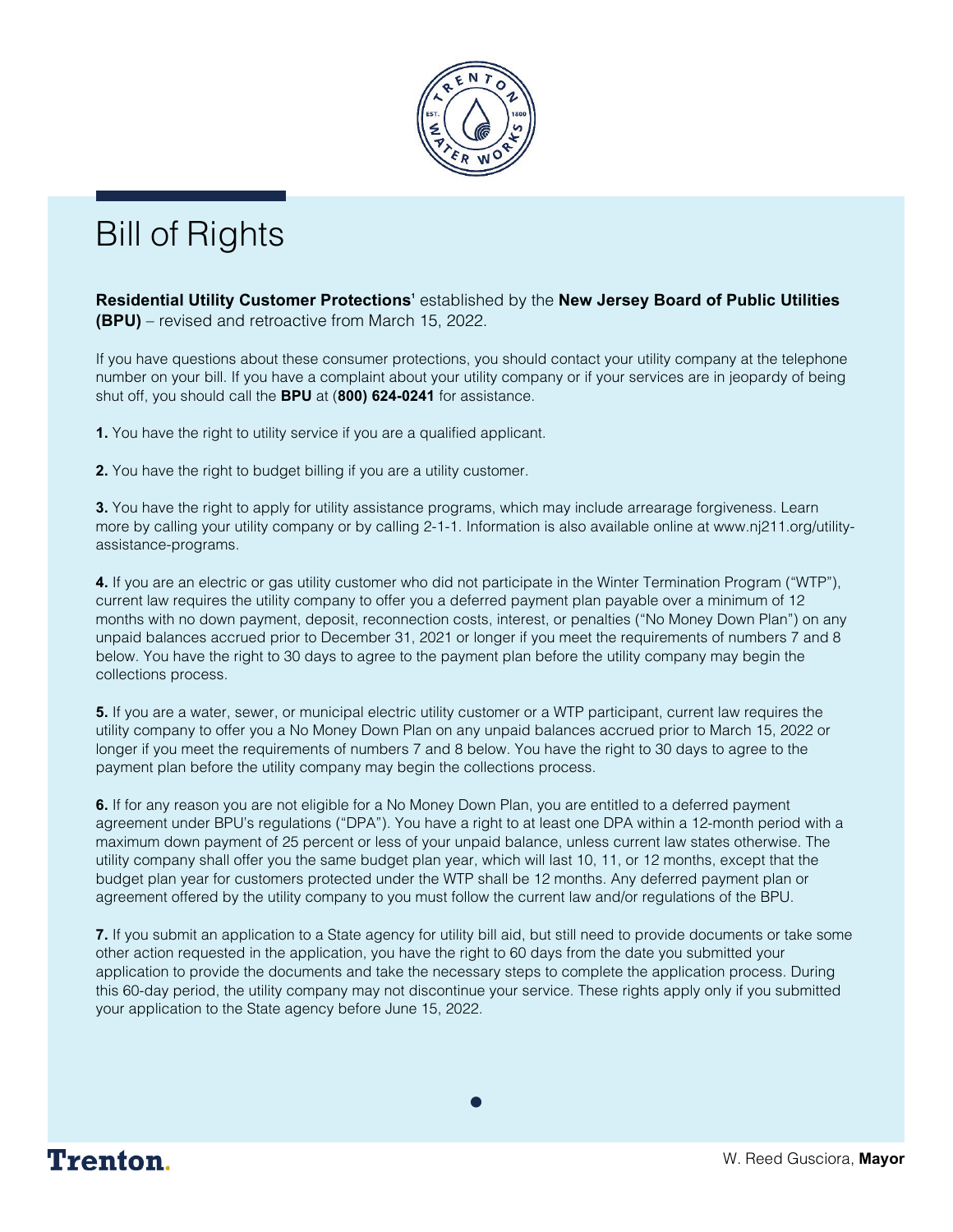# Bill of Rights

**Residential Utility Customer Protections**[1] established by the **New Jersey Board of Public Utilities (BPU)** – revised and retroactive from March 15, 2022.

If you have questions about these consumer protections, you should contact your utility company at the telephone number on your bill. If you have a complaint about your utility company or if your services are in jeopardy of being shut off, you should call the **BPU** at (**800) 624-0241** for assistance.

**1.** You have the right to utility service if you are a qualified applicant.

**2.** You have the right to budget billing if you are a utility customer.

**3.** You have the right to apply for utility assistance programs, which may include arrearage forgiveness. Learn more by calling your utility company or by calling 2-1-1. Information is also available online at www.nj211.org/utility-assistance-programs.

**4.** If you are an electric or gas utility customer who did not participate in the Winter Termination Program ("WTP"), current law requires the utility company to offer you a deferred payment plan payable over a minimum of 12 months with no down payment, deposit, reconnection costs, interest, or penalties ("No Money Down Plan") on any unpaid balances accrued prior to December 31, 2021 or longer if you meet the requirements of numbers 7 and 8 below. You have the right to 30 days to agree to the payment plan before the utility company may begin the collections process.

**5.** If you are a water, sewer, or municipal electric utility customer or a WTP participant, current law requires the utility company to offer you a No Money Down Plan on any unpaid balances accrued prior to March 15, 2022 or longer if you meet the requirements of numbers 7 and 8 below. You have the right to 30 days to agree to the payment plan before the utility company may begin the collections process.

**6.** If for any reason you are not eligible for a No Money Down Plan, you are entitled to a deferred payment agreement under BPU's regulations ("DPA"). You have a right to at least one DPA within a 12-month period with a maximum down payment of 25 percent or less of your unpaid balance, unless current law states otherwise. The utility company shall offer you the same budget plan year, which will last 10, 11, or 12 months, except that the budget plan year for customers protected under the WTP shall be 12 months. Any deferred payment plan or agreement offered by the utility company to you must follow the current law and/or regulations of the BPU.

**7.** If you submit an application to a State agency for utility bill aid, but still need to provide documents or take some other action requested in the application, you have the right to 60 days from the date you submitted your application to provide the documents and take the necessary steps to complete the application process. During this 60-day period, the utility company may not discontinue your service. These rights apply only if you submitted your application to the State agency before June 15, 2022.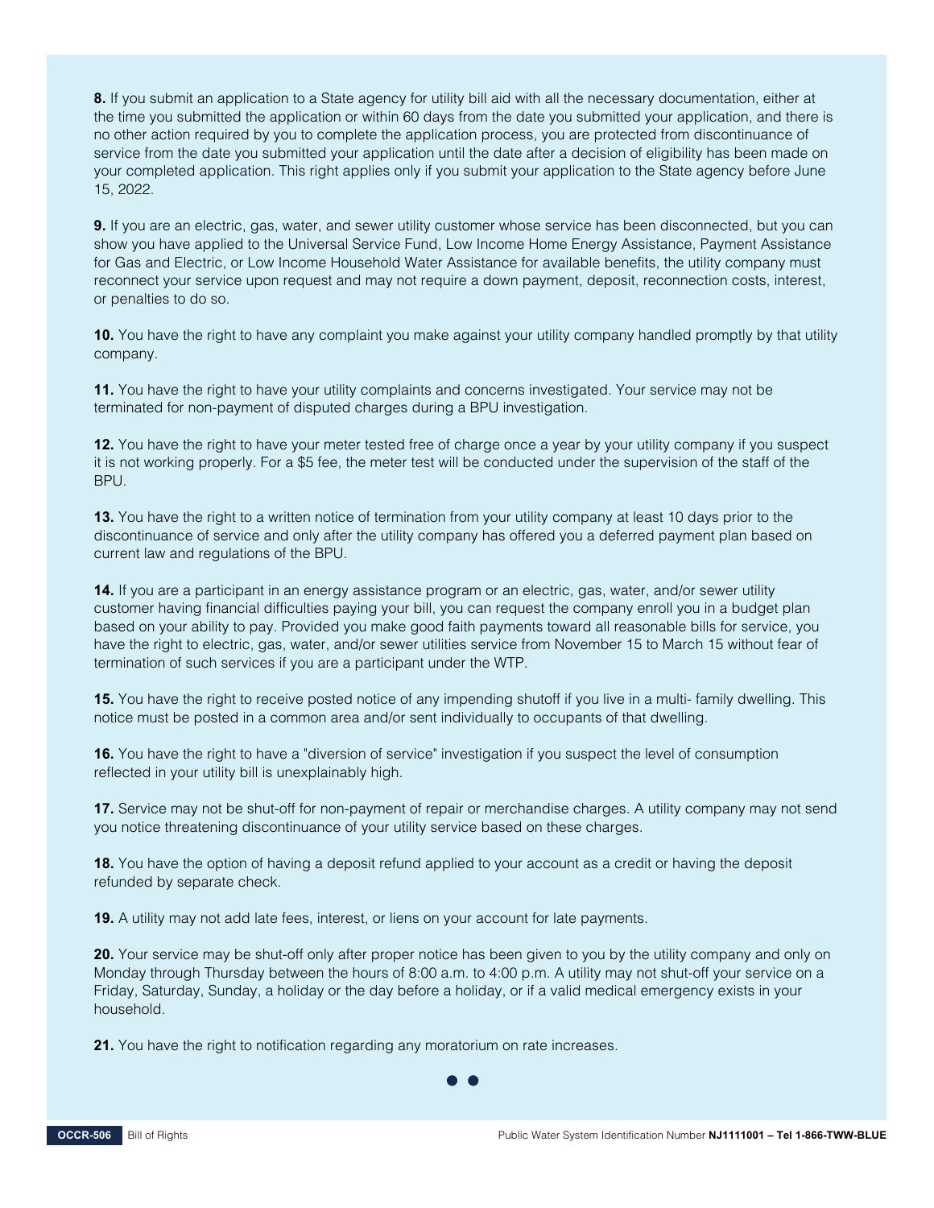**8.** If you submit an application to a State agency for utility bill aid with all the necessary documentation, either at the time you submitted the application or within 60 days from the date you submitted your application, and there is no other action required by you to complete the application process, you are protected from discontinuance of service from the date you submitted your application until the date after a decision of eligibility has been made on your completed application. This right applies only if you submit your application to the State agency before June 15, 2022.

**9.** If you are an electric, gas, water, and sewer utility customer whose service has been disconnected, but you can show you have applied to the Universal Service Fund, Low Income Home Energy Assistance, Payment Assistance for Gas and Electric, or Low Income Household Water Assistance for available benefits, the utility company must reconnect your service upon request and may not require a down payment, deposit, reconnection costs, interest, or penalties to do so.

**10.** You have the right to have any complaint you make against your utility company handled promptly by that utility company.

**11.** You have the right to have your utility complaints and concerns investigated. Your service may not be terminated for non-payment of disputed charges during a BPU investigation.

**12.** You have the right to have your meter tested free of charge once a year by your utility company if you suspect it is not working properly. For a $5 fee, the meter test will be conducted under the supervision of the staff of the BPU.

**13.** You have the right to a written notice of termination from your utility company at least 10 days prior to the discontinuance of service and only after the utility company has offered you a deferred payment plan based on current law and regulations of the BPU.

**14.** If you are a participant in an energy assistance program or an electric, gas, water, and/or sewer utility customer having financial difficulties paying your bill, you can request the company enroll you in a budget plan based on your ability to pay. Provided you make good faith payments toward all reasonable bills for service, you have the right to electric, gas, water, and/or sewer utilities service from November 15 to March 15 without fear of termination of such services if you are a participant under the WTP.

**15.** You have the right to receive posted notice of any impending shutoff if you live in a multi- family dwelling. This notice must be posted in a common area and/or sent individually to occupants of that dwelling.

**16.** You have the right to have a "diversion of service" investigation if you suspect the level of consumption reflected in your utility bill is unexplainably high.

**17.** Service may not be shut-off for non-payment of repair or merchandise charges. A utility company may not send you notice threatening discontinuance of your utility service based on these charges.

**18.** You have the option of having a deposit refund applied to your account as a credit or having the deposit refunded by separate check.

**19.** A utility may not add late fees, interest, or liens on your account for late payments.

**20.** Your service may be shut-off only after proper notice has been given to you by the utility company and only on Monday through Thursday between the hours of 8:00 a.m. to 4:00 p.m. A utility may not shut-off your service on a Friday, Saturday, Sunday, a holiday or the day before a holiday, or if a valid medical emergency exists in your household.

**21.** You have the right to notification regarding any moratorium on rate increases.